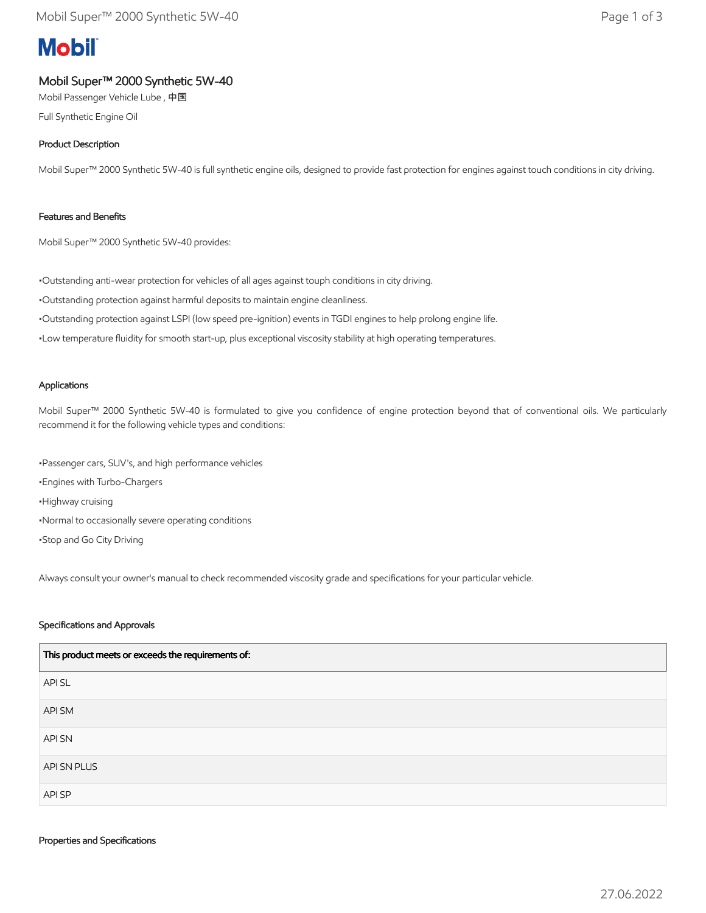# Mobil

## Mobil Super™ 2000 Synthetic 5W-40

Mobil Passenger Vehicle Lube , 中国

Full Synthetic Engine Oil

### Product Description

Mobil Super™ 2000 Synthetic 5W-40 is full synthetic engine oils, designed to provide fast protection for engines against touch conditions in city driving.

### Features and Benefits

Mobil Super™ 2000 Synthetic 5W-40 provides:

- Outstanding anti-wear protection for vehicles of all ages against touph conditions in city driving.
- Outstanding protection against harmful deposits to maintain engine cleanliness.
- Outstanding protection against LSPI (low speed pre-ignition) events in TGDI engines to help prolong engine life.
- Low temperature fluidity for smooth start-up, plus exceptional viscosity stability at high operating temperatures.

### Applications

Mobil Super™ 2000 Synthetic 5W-40 is formulated to give you confidence of engine protection beyond that of conventional oils. We particularly recommend it for the following vehicle types and conditions:

- Passenger cars, SUV's, and high performance vehicles
- Engines with Turbo-Chargers
- Highway cruising
- Normal to occasionally severe operating conditions
- Stop and Go City Driving

Always consult your owner's manual to check recommended viscosity grade and specifications for your particular vehicle.

### Specifications and Approvals

| This product meets or exceeds the requirements of: |
| --- |
| API SL |
| API SM |
| API SN |
| API SN PLUS |
| API SP |

### Properties and Specifications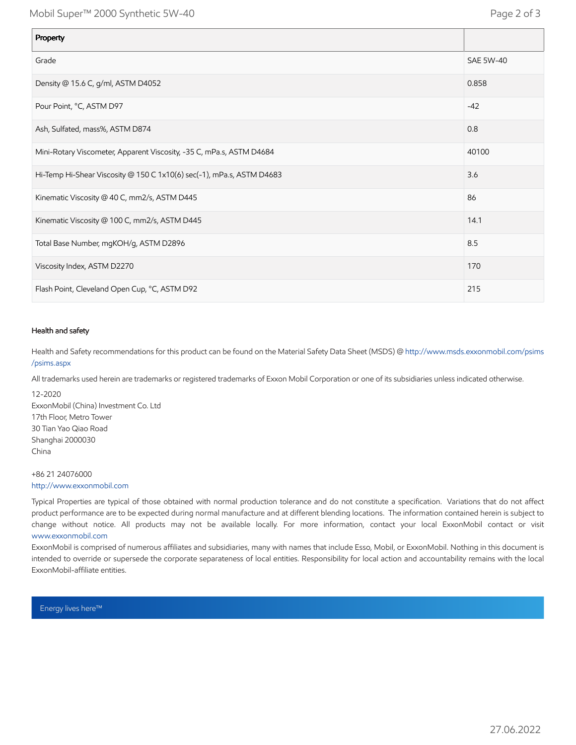| Property | |
|---|---|
| Grade | SAE 5W-40 |
| Density @ 15.6 C, g/ml, ASTM D4052 | 0.858 |
| Pour Point, °C, ASTM D97 | -42 |
| Ash, Sulfated, mass%, ASTM D874 | 0.8 |
| Mini-Rotary Viscometer, Apparent Viscosity, -35 C, mPa.s, ASTM D4684 | 40100 |
| Hi-Temp Hi-Shear Viscosity @ 150 C 1x10(6) sec(-1), mPa.s, ASTM D4683 | 3.6 |
| Kinematic Viscosity @ 40 C, mm2/s, ASTM D445 | 86 |
| Kinematic Viscosity @ 100 C, mm2/s, ASTM D445 | 14.1 |
| Total Base Number, mgKOH/g, ASTM D2896 | 8.5 |
| Viscosity Index, ASTM D2270 | 170 |
| Flash Point, Cleveland Open Cup, °C, ASTM D92 | 215 |

### Health and safety

Health and Safety recommendations for this product can be found on the Material Safety Data Sheet (MSDS) @ http://www.msds.exxonmobil.com/psims/psims.aspx

All trademarks used herein are trademarks or registered trademarks of Exxon Mobil Corporation or one of its subsidiaries unless indicated otherwise.

12-2020
ExxonMobil (China) Investment Co. Ltd
17th Floor, Metro Tower
30 Tian Yao Qiao Road
Shanghai 2000030
China

+86 21 24076000
http://www.exxonmobil.com

Typical Properties are typical of those obtained with normal production tolerance and do not constitute a specification. Variations that do not affect product performance are to be expected during normal manufacture and at different blending locations. The information contained herein is subject to change without notice. All products may not be available locally. For more information, contact your local ExxonMobil contact or visit www.exxonmobil.com

ExxonMobil is comprised of numerous affiliates and subsidiaries, many with names that include Esso, Mobil, or ExxonMobil. Nothing in this document is intended to override or supersede the corporate separateness of local entities. Responsibility for local action and accountability remains with the local ExxonMobil-affiliate entities.

Energy lives here™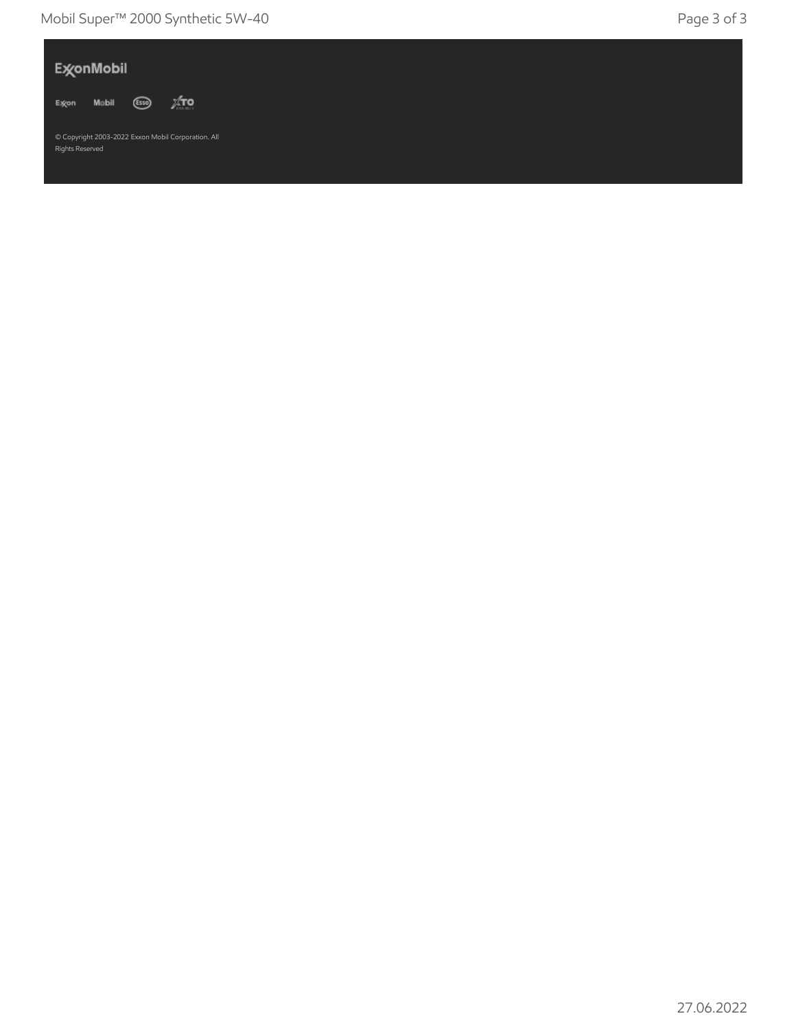ExxonMobil

Exxon Mobil Esso XTO

© Copyright 2003-2022 Exxon Mobil Corporation. All Rights Reserved